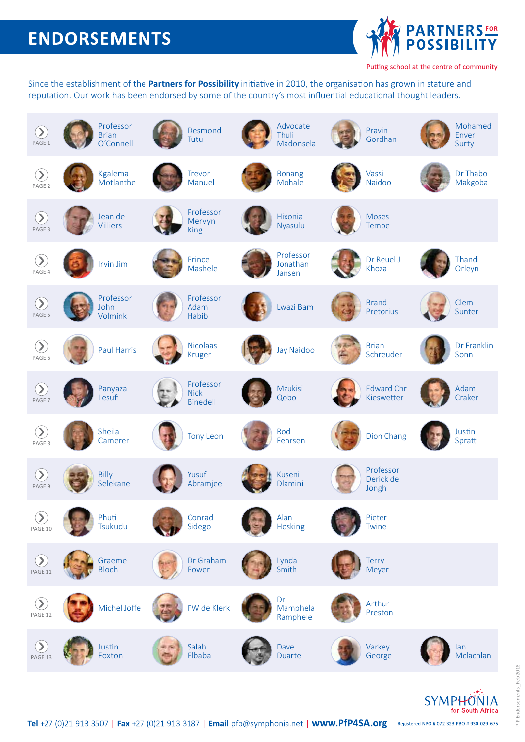# ENDORSEMENTS

**PARTNERS FOR POSSIBILITY**

Putting school at the centre of community

Since the establishment of the **Partners for Possibility** initiative in 2010, the organisation has grown in stature and reputation. Our work has been endorsed by some of the country's most influential educational thought leaders.

| Page | | | | | |
|---|---|---|---|---|---|
| PAGE 1 | Professor Brian O'Connell | Desmond Tutu | Advocate Thuli Madonsela | Pravin Gordhan | Mohamed Enver Surty |
| PAGE 2 | Kgalema Motlanthe | Trevor Manuel | Bonang Mohale | Vassi Naidoo | Dr Thabo Makgoba |
| PAGE 3 | Jean de Villiers | Professor Mervyn King | Hixonia Nyasulu | Moses Tembe | |
| PAGE 4 | Irvin Jim | Prince Mashele | Professor Jonathan Jansen | Dr Reuel J Khoza | Thandi Orleyn |
| PAGE 5 | Professor John Volmink | Professor Adam Habib | Lwazi Bam | Brand Pretorius | Clem Sunter |
| PAGE 6 | Paul Harris | Nicolaas Kruger | Jay Naidoo | Brian Schreuder | Dr Franklin Sonn |
| PAGE 7 | Panyaza Lesufi | Professor Nick Binedell | Mzukisi Qobo | Edward Chr Kieswetter | Adam Craker |
| PAGE 8 | Sheila Camerer | Tony Leon | Rod Fehrsen | Dion Chang | Justin Spratt |
| PAGE 9 | Billy Selekane | Yusuf Abramjee | Kuseni Dlamini | Professor Derick de Jongh | |
| PAGE 10 | Phuti Tsukudu | Conrad Sidego | Alan Hosking | Pieter Twine | |
| PAGE 11 | Graeme Bloch | Dr Graham Power | Lynda Smith | Terry Meyer | |
| PAGE 12 | Michel Joffe | FW de Klerk | Dr Mamphela Ramphele | Arthur Preston | |
| PAGE 13 | Justin Foxton | Salah Elbaba | Dave Duarte | Varkey George | Ian Mclachlan |

SYMPHONIA for South Africa

**Tel** +27 (0)21 913 3507 | **Fax** +27 (0)21 913 3187 | **Email** pfp@symphonia.net | **www.PfP4SA.org**

Registered NPO # 072-323 PBO # 930-029-675

PfP Endorsements_Feb 2018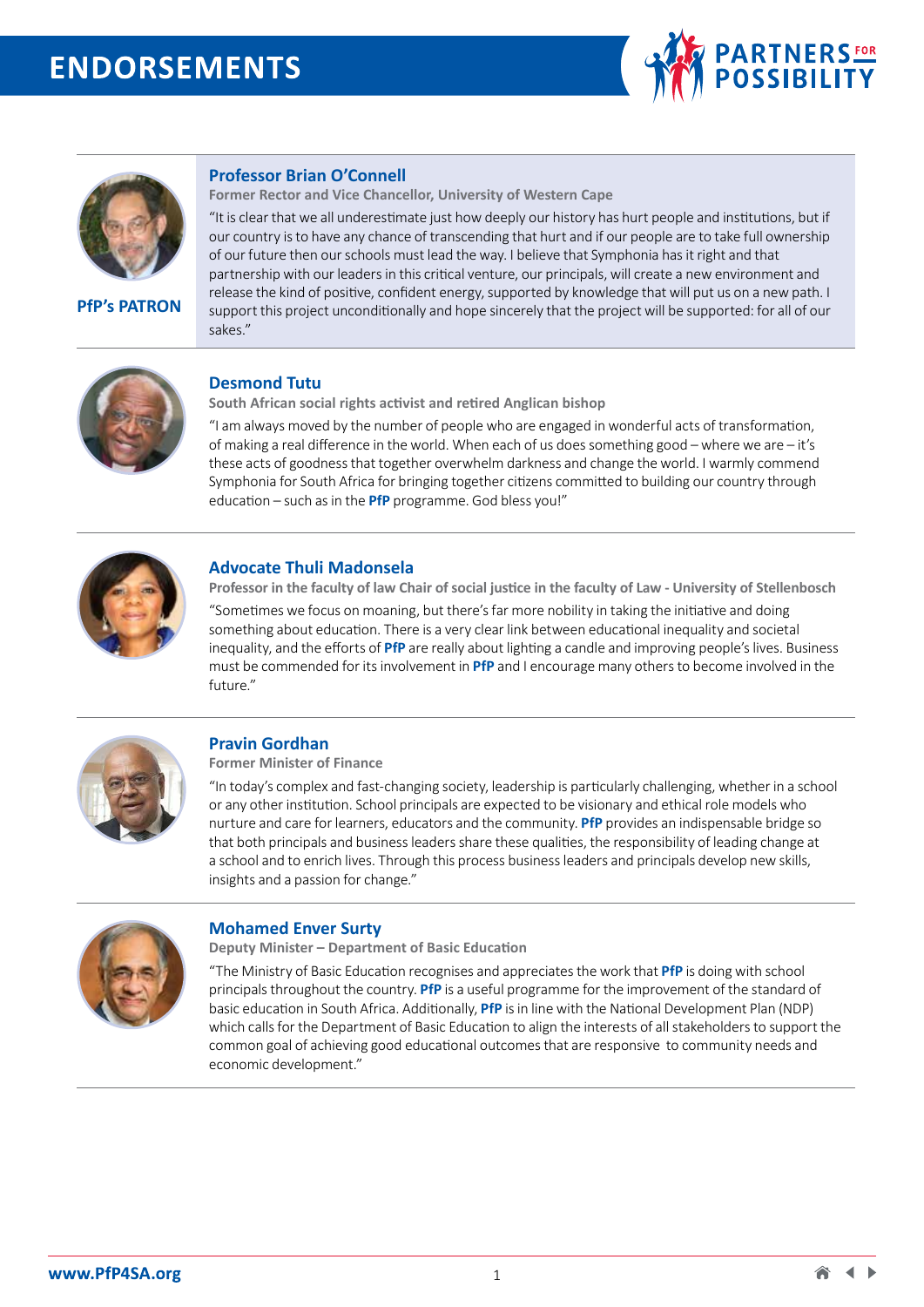# ENDORSEMENTS

PARTNERS FOR POSSIBILITY

**PfP's PATRON**

### Professor Brian O'Connell

**Former Rector and Vice Chancellor, University of Western Cape**

"It is clear that we all underestimate just how deeply our history has hurt people and institutions, but if our country is to have any chance of transcending that hurt and if our people are to take full ownership of our future then our schools must lead the way. I believe that Symphonia has it right and that partnership with our leaders in this critical venture, our principals, will create a new environment and release the kind of positive, confident energy, supported by knowledge that will put us on a new path. I support this project unconditionally and hope sincerely that the project will be supported: for all of our sakes."

### Desmond Tutu

**South African social rights activist and retired Anglican bishop**

"I am always moved by the number of people who are engaged in wonderful acts of transformation, of making a real difference in the world. When each of us does something good – where we are – it's these acts of goodness that together overwhelm darkness and change the world. I warmly commend Symphonia for South Africa for bringing together citizens committed to building our country through education – such as in the **PfP** programme. God bless you!"

### Advocate Thuli Madonsela

**Professor in the faculty of law Chair of social justice in the faculty of Law - University of Stellenbosch**

"Sometimes we focus on moaning, but there's far more nobility in taking the initiative and doing something about education. There is a very clear link between educational inequality and societal inequality, and the efforts of **PfP** are really about lighting a candle and improving people's lives. Business must be commended for its involvement in **PfP** and I encourage many others to become involved in the future."

### Pravin Gordhan

**Former Minister of Finance**

"In today's complex and fast-changing society, leadership is particularly challenging, whether in a school or any other institution. School principals are expected to be visionary and ethical role models who nurture and care for learners, educators and the community. **PfP** provides an indispensable bridge so that both principals and business leaders share these qualities, the responsibility of leading change at a school and to enrich lives. Through this process business leaders and principals develop new skills, insights and a passion for change."

### Mohamed Enver Surty

**Deputy Minister – Department of Basic Education**

"The Ministry of Basic Education recognises and appreciates the work that **PfP** is doing with school principals throughout the country. **PfP** is a useful programme for the improvement of the standard of basic education in South Africa. Additionally, **PfP** is in line with the National Development Plan (NDP) which calls for the Department of Basic Education to align the interests of all stakeholders to support the common goal of achieving good educational outcomes that are responsive to community needs and economic development."

www.PfP4SA.org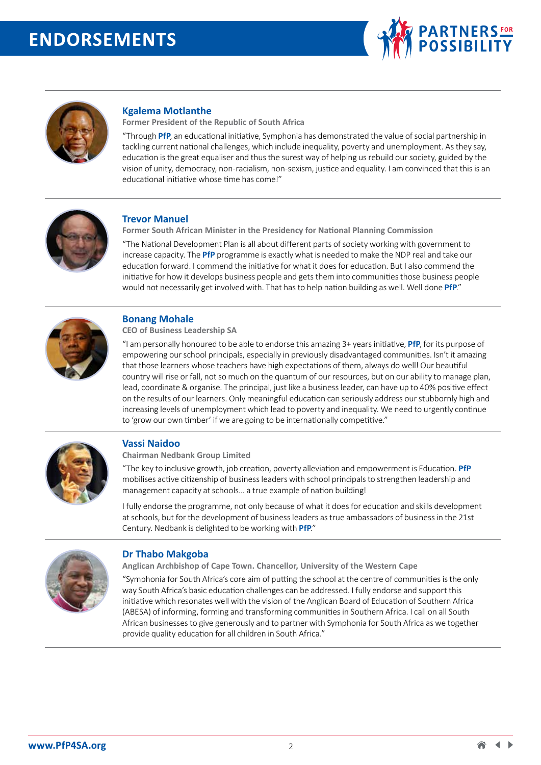# ENDORSEMENTS

## Kgalema Motlanthe

**Former President of the Republic of South Africa**

"Through **PfP**, an educational initiative, Symphonia has demonstrated the value of social partnership in tackling current national challenges, which include inequality, poverty and unemployment. As they say, education is the great equaliser and thus the surest way of helping us rebuild our society, guided by the vision of unity, democracy, non-racialism, non-sexism, justice and equality. I am convinced that this is an educational initiative whose time has come!"

## Trevor Manuel

**Former South African Minister in the Presidency for National Planning Commission**

"The National Development Plan is all about different parts of society working with government to increase capacity. The **PfP** programme is exactly what is needed to make the NDP real and take our education forward. I commend the initiative for what it does for education. But I also commend the initiative for how it develops business people and gets them into communities those business people would not necessarily get involved with. That has to help nation building as well. Well done **PfP**."

## Bonang Mohale

**CEO of Business Leadership SA**

"I am personally honoured to be able to endorse this amazing 3+ years initiative, **PfP**, for its purpose of empowering our school principals, especially in previously disadvantaged communities. Isn't it amazing that those learners whose teachers have high expectations of them, always do well! Our beautiful country will rise or fall, not so much on the quantum of our resources, but on our ability to manage plan, lead, coordinate & organise. The principal, just like a business leader, can have up to 40% positive effect on the results of our learners. Only meaningful education can seriously address our stubbornly high and increasing levels of unemployment which lead to poverty and inequality. We need to urgently continue to 'grow our own timber' if we are going to be internationally competitive."

## Vassi Naidoo

**Chairman Nedbank Group Limited**

"The key to inclusive growth, job creation, poverty alleviation and empowerment is Education. **PfP** mobilises active citizenship of business leaders with school principals to strengthen leadership and management capacity at schools... a true example of nation building!

I fully endorse the programme, not only because of what it does for education and skills development at schools, but for the development of business leaders as true ambassadors of business in the 21st Century. Nedbank is delighted to be working with **PfP**."

## Dr Thabo Makgoba

**Anglican Archbishop of Cape Town. Chancellor, University of the Western Cape**

"Symphonia for South Africa's core aim of putting the school at the centre of communities is the only way South Africa's basic education challenges can be addressed. I fully endorse and support this initiative which resonates well with the vision of the Anglican Board of Education of Southern Africa (ABESA) of informing, forming and transforming communities in Southern Africa. I call on all South African businesses to give generously and to partner with Symphonia for South Africa as we together provide quality education for all children in South Africa."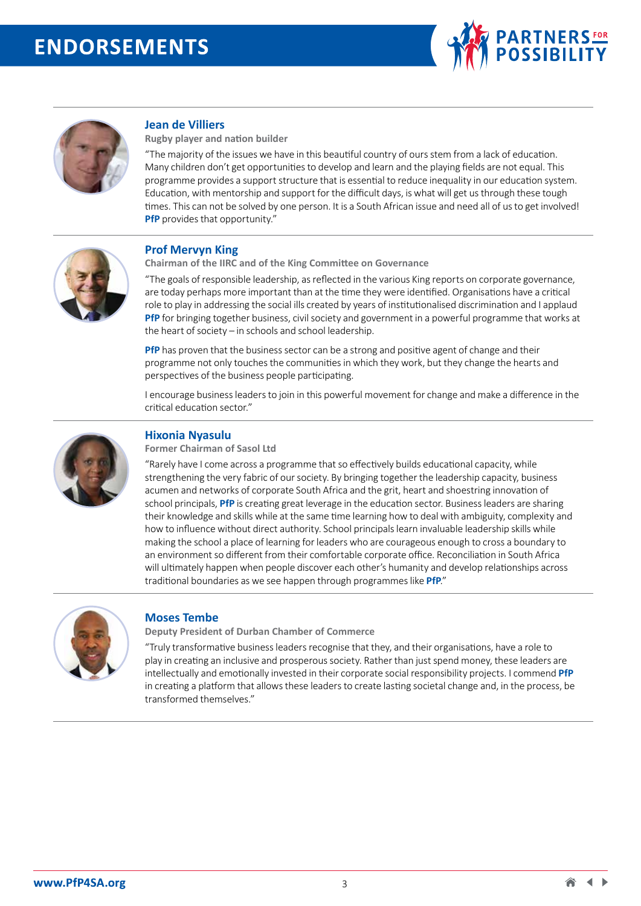# ENDORSEMENTS

### Jean de Villiers

**Rugby player and nation builder**

"The majority of the issues we have in this beautiful country of ours stem from a lack of education. Many children don't get opportunities to develop and learn and the playing fields are not equal. This programme provides a support structure that is essential to reduce inequality in our education system. Education, with mentorship and support for the difficult days, is what will get us through these tough times. This can not be solved by one person. It is a South African issue and need all of us to get involved! **PfP** provides that opportunity."

### Prof Mervyn King

**Chairman of the IIRC and of the King Committee on Governance**

"The goals of responsible leadership, as reflected in the various King reports on corporate governance, are today perhaps more important than at the time they were identified. Organisations have a critical role to play in addressing the social ills created by years of institutionalised discrimination and I applaud **PfP** for bringing together business, civil society and government in a powerful programme that works at the heart of society – in schools and school leadership.

**PfP** has proven that the business sector can be a strong and positive agent of change and their programme not only touches the communities in which they work, but they change the hearts and perspectives of the business people participating.

I encourage business leaders to join in this powerful movement for change and make a difference in the critical education sector."

### Hixonia Nyasulu

**Former Chairman of Sasol Ltd**

"Rarely have I come across a programme that so effectively builds educational capacity, while strengthening the very fabric of our society. By bringing together the leadership capacity, business acumen and networks of corporate South Africa and the grit, heart and shoestring innovation of school principals, **PfP** is creating great leverage in the education sector. Business leaders are sharing their knowledge and skills while at the same time learning how to deal with ambiguity, complexity and how to influence without direct authority. School principals learn invaluable leadership skills while making the school a place of learning for leaders who are courageous enough to cross a boundary to an environment so different from their comfortable corporate office. Reconciliation in South Africa will ultimately happen when people discover each other's humanity and develop relationships across traditional boundaries as we see happen through programmes like **PfP**."

### Moses Tembe

**Deputy President of Durban Chamber of Commerce**

"Truly transformative business leaders recognise that they, and their organisations, have a role to play in creating an inclusive and prosperous society. Rather than just spend money, these leaders are intellectually and emotionally invested in their corporate social responsibility projects. I commend **PfP** in creating a platform that allows these leaders to create lasting societal change and, in the process, be transformed themselves."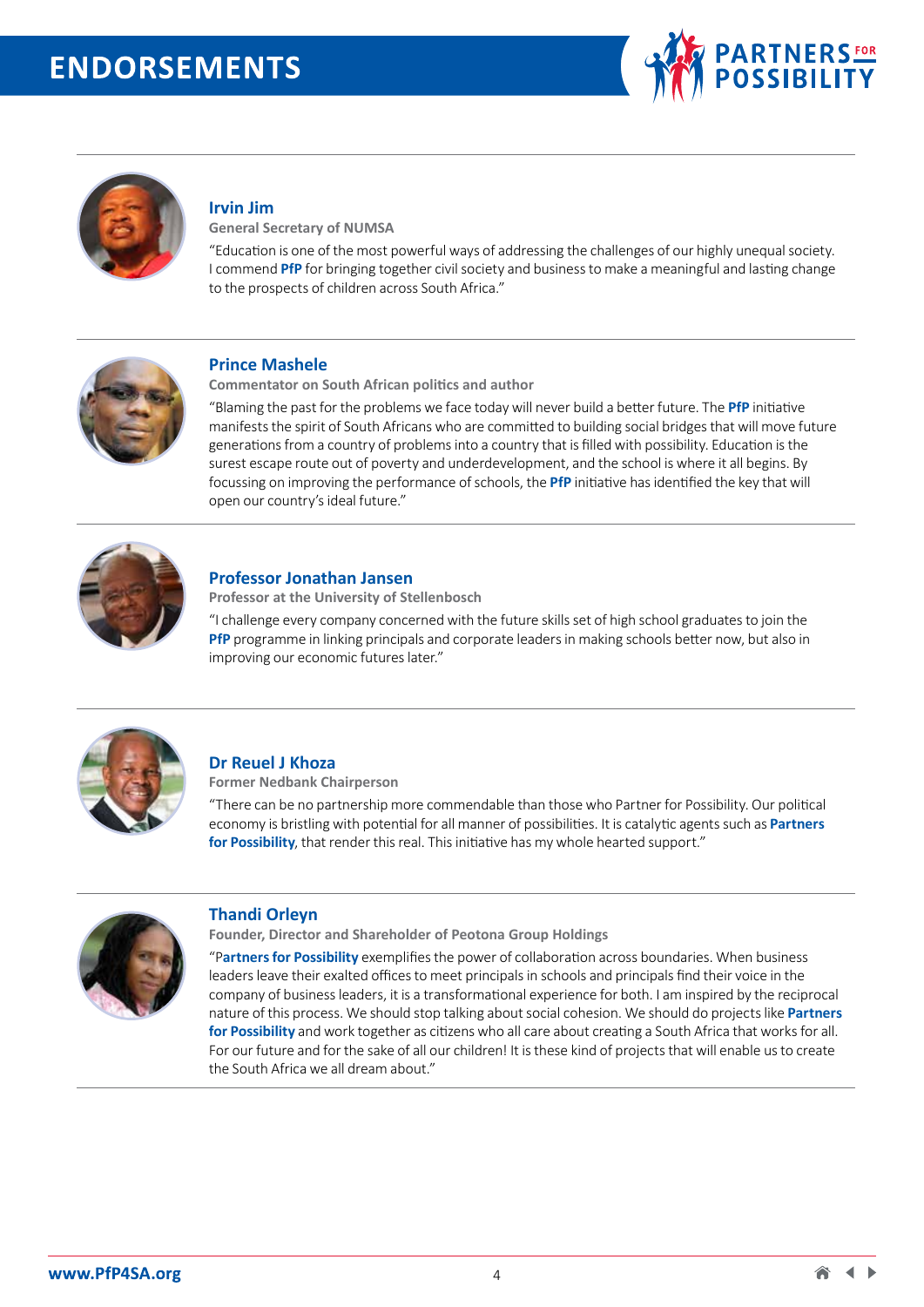# ENDORSEMENTS

### Irvin Jim

**General Secretary of NUMSA**

"Education is one of the most powerful ways of addressing the challenges of our highly unequal society. I commend **PfP** for bringing together civil society and business to make a meaningful and lasting change to the prospects of children across South Africa."

### Prince Mashele

**Commentator on South African politics and author**

"Blaming the past for the problems we face today will never build a better future. The **PfP** initiative manifests the spirit of South Africans who are committed to building social bridges that will move future generations from a country of problems into a country that is filled with possibility. Education is the surest escape route out of poverty and underdevelopment, and the school is where it all begins. By focussing on improving the performance of schools, the **PfP** initiative has identified the key that will open our country's ideal future."

### Professor Jonathan Jansen

**Professor at the University of Stellenbosch**

"I challenge every company concerned with the future skills set of high school graduates to join the **PfP** programme in linking principals and corporate leaders in making schools better now, but also in improving our economic futures later."

### Dr Reuel J Khoza

**Former Nedbank Chairperson**

"There can be no partnership more commendable than those who Partner for Possibility. Our political economy is bristling with potential for all manner of possibilities. It is catalytic agents such as **Partners for Possibility**, that render this real. This initiative has my whole hearted support."

### Thandi Orleyn

**Founder, Director and Shareholder of Peotona Group Holdings**

"**Partners for Possibility** exemplifies the power of collaboration across boundaries. When business leaders leave their exalted offices to meet principals in schools and principals find their voice in the company of business leaders, it is a transformational experience for both. I am inspired by the reciprocal nature of this process. We should stop talking about social cohesion. We should do projects like **Partners for Possibility** and work together as citizens who all care about creating a South Africa that works for all. For our future and for the sake of all our children! It is these kind of projects that will enable us to create the South Africa we all dream about."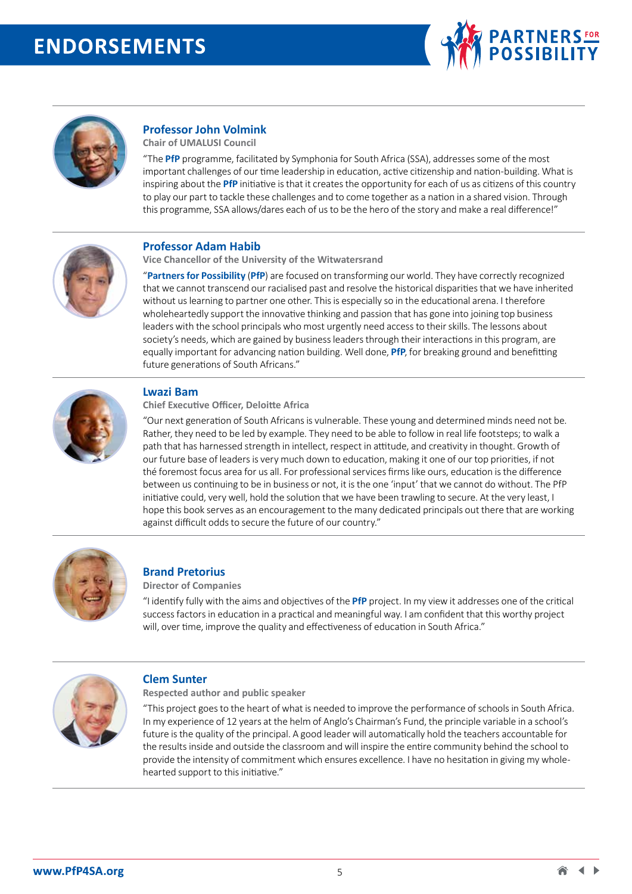# ENDORSEMENTS

### Professor John Volmink

**Chair of UMALUSI Council**

"The **PfP** programme, facilitated by Symphonia for South Africa (SSA), addresses some of the most important challenges of our time leadership in education, active citizenship and nation-building. What is inspiring about the **PfP** initiative is that it creates the opportunity for each of us as citizens of this country to play our part to tackle these challenges and to come together as a nation in a shared vision. Through this programme, SSA allows/dares each of us to be the hero of the story and make a real difference!"

### Professor Adam Habib

**Vice Chancellor of the University of the Witwatersrand**

"**Partners for Possibility** (**PfP**) are focused on transforming our world. They have correctly recognized that we cannot transcend our racialised past and resolve the historical disparities that we have inherited without us learning to partner one other. This is especially so in the educational arena. I therefore wholeheartedly support the innovative thinking and passion that has gone into joining top business leaders with the school principals who most urgently need access to their skills. The lessons about society's needs, which are gained by business leaders through their interactions in this program, are equally important for advancing nation building. Well done, **PfP**, for breaking ground and benefitting future generations of South Africans."

### Lwazi Bam

**Chief Executive Officer, Deloitte Africa**

"Our next generation of South Africans is vulnerable. These young and determined minds need not be. Rather, they need to be led by example. They need to be able to follow in real life footsteps; to walk a path that has harnessed strength in intellect, respect in attitude, and creativity in thought. Growth of our future base of leaders is very much down to education, making it one of our top priorities, if not thé foremost focus area for us all. For professional services firms like ours, education is the difference between us continuing to be in business or not, it is the one 'input' that we cannot do without. The PfP initiative could, very well, hold the solution that we have been trawling to secure. At the very least, I hope this book serves as an encouragement to the many dedicated principals out there that are working against difficult odds to secure the future of our country."

### Brand Pretorius

**Director of Companies**

"I identify fully with the aims and objectives of the **PfP** project. In my view it addresses one of the critical success factors in education in a practical and meaningful way. I am confident that this worthy project will, over time, improve the quality and effectiveness of education in South Africa."

### Clem Sunter

**Respected author and public speaker**

"This project goes to the heart of what is needed to improve the performance of schools in South Africa. In my experience of 12 years at the helm of Anglo's Chairman's Fund, the principle variable in a school's future is the quality of the principal. A good leader will automatically hold the teachers accountable for the results inside and outside the classroom and will inspire the entire community behind the school to provide the intensity of commitment which ensures excellence. I have no hesitation in giving my whole-hearted support to this initiative."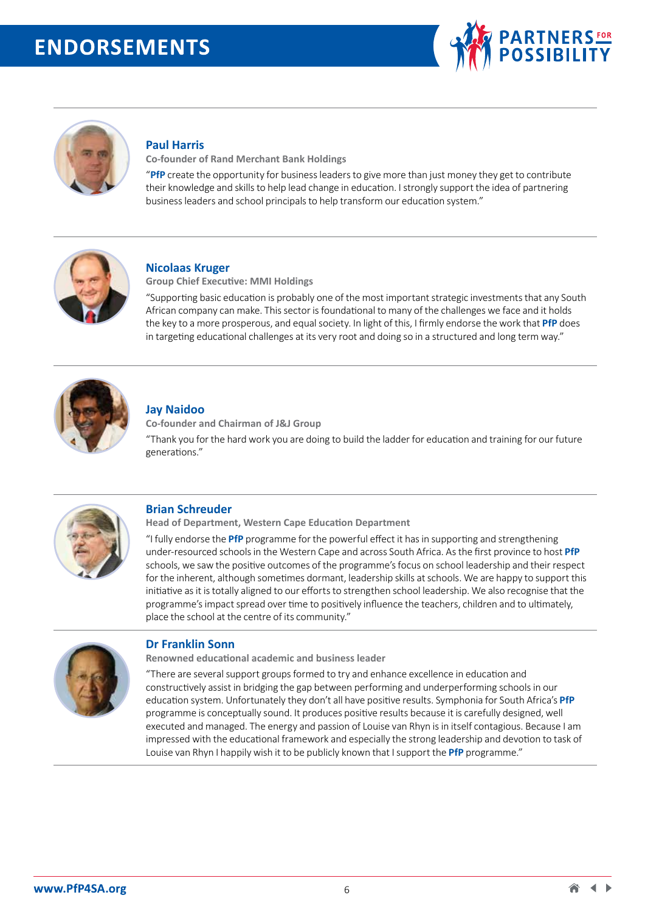# ENDORSEMENTS

### Paul Harris

**Co-founder of Rand Merchant Bank Holdings**

"**PfP** create the opportunity for business leaders to give more than just money they get to contribute their knowledge and skills to help lead change in education. I strongly support the idea of partnering business leaders and school principals to help transform our education system."

### Nicolaas Kruger

**Group Chief Executive: MMI Holdings**

"Supporting basic education is probably one of the most important strategic investments that any South African company can make. This sector is foundational to many of the challenges we face and it holds the key to a more prosperous, and equal society. In light of this, I firmly endorse the work that **PfP** does in targeting educational challenges at its very root and doing so in a structured and long term way."

### Jay Naidoo

**Co-founder and Chairman of J&J Group**

"Thank you for the hard work you are doing to build the ladder for education and training for our future generations."

### Brian Schreuder

**Head of Department, Western Cape Education Department**

"I fully endorse the **PfP** programme for the powerful effect it has in supporting and strengthening under-resourced schools in the Western Cape and across South Africa. As the first province to host **PfP** schools, we saw the positive outcomes of the programme's focus on school leadership and their respect for the inherent, although sometimes dormant, leadership skills at schools. We are happy to support this initiative as it is totally aligned to our efforts to strengthen school leadership. We also recognise that the programme's impact spread over time to positively influence the teachers, children and to ultimately, place the school at the centre of its community."

### Dr Franklin Sonn

**Renowned educational academic and business leader**

"There are several support groups formed to try and enhance excellence in education and constructively assist in bridging the gap between performing and underperforming schools in our education system. Unfortunately they don't all have positive results. Symphonia for South Africa's **PfP** programme is conceptually sound. It produces positive results because it is carefully designed, well executed and managed. The energy and passion of Louise van Rhyn is in itself contagious. Because I am impressed with the educational framework and especially the strong leadership and devotion to task of Louise van Rhyn I happily wish it to be publicly known that I support the **PfP** programme."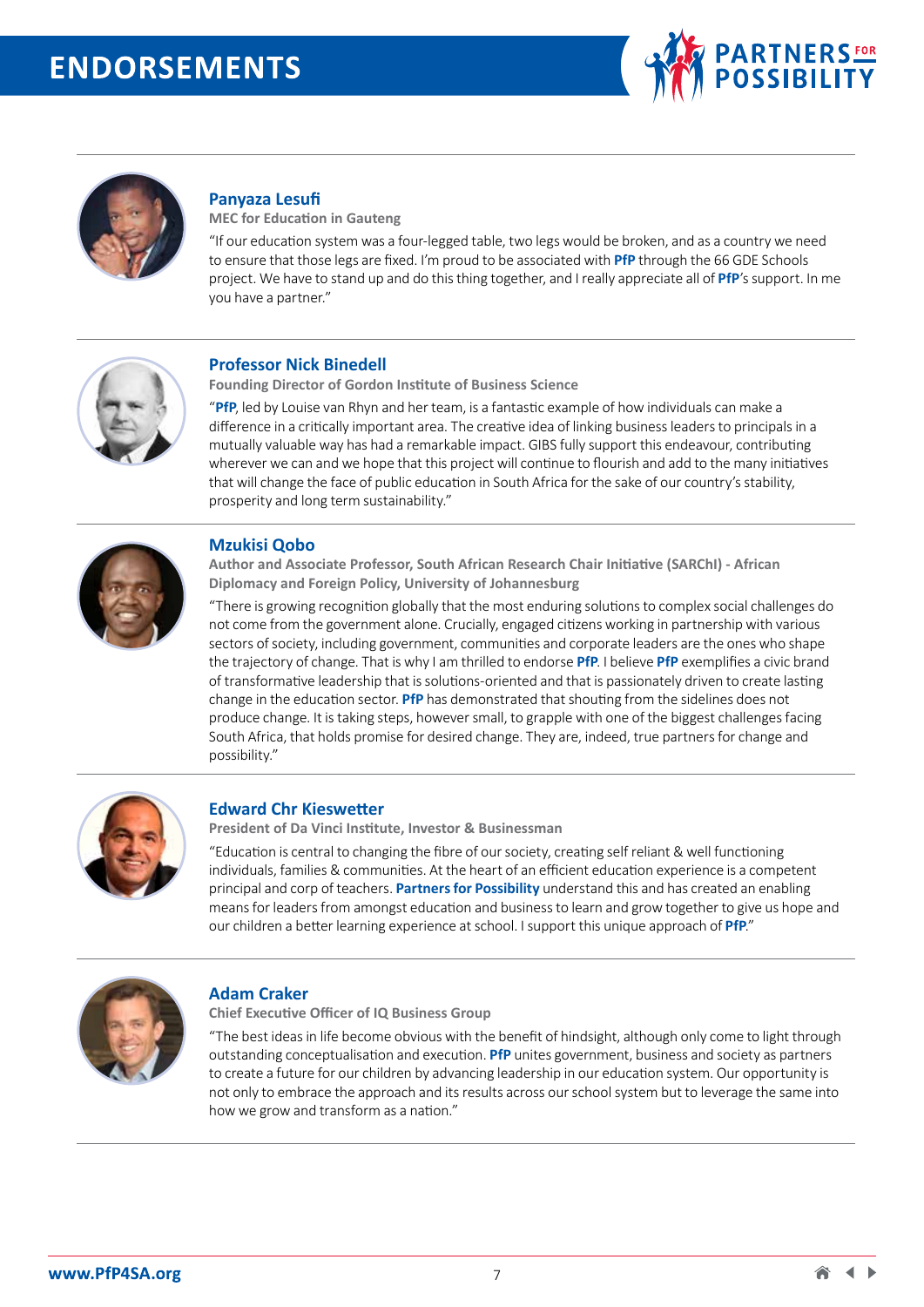# ENDORSEMENTS

### Panyaza Lesufi

**MEC for Education in Gauteng**

"If our education system was a four-legged table, two legs would be broken, and as a country we need to ensure that those legs are fixed. I'm proud to be associated with **PfP** through the 66 GDE Schools project. We have to stand up and do this thing together, and I really appreciate all of **PfP**'s support. In me you have a partner."

### Professor Nick Binedell

**Founding Director of Gordon Institute of Business Science**

"**PfP**, led by Louise van Rhyn and her team, is a fantastic example of how individuals can make a difference in a critically important area. The creative idea of linking business leaders to principals in a mutually valuable way has had a remarkable impact. GIBS fully support this endeavour, contributing wherever we can and we hope that this project will continue to flourish and add to the many initiatives that will change the face of public education in South Africa for the sake of our country's stability, prosperity and long term sustainability."

### Mzukisi Qobo

**Author and Associate Professor, South African Research Chair Initiative (SARChI) - African Diplomacy and Foreign Policy, University of Johannesburg**

"There is growing recognition globally that the most enduring solutions to complex social challenges do not come from the government alone. Crucially, engaged citizens working in partnership with various sectors of society, including government, communities and corporate leaders are the ones who shape the trajectory of change. That is why I am thrilled to endorse **PfP**. I believe **PfP** exemplifies a civic brand of transformative leadership that is solutions-oriented and that is passionately driven to create lasting change in the education sector. **PfP** has demonstrated that shouting from the sidelines does not produce change. It is taking steps, however small, to grapple with one of the biggest challenges facing South Africa, that holds promise for desired change. They are, indeed, true partners for change and possibility."

### Edward Chr Kieswetter

**President of Da Vinci Institute, Investor & Businessman**

"Education is central to changing the fibre of our society, creating self reliant & well functioning individuals, families & communities. At the heart of an efficient education experience is a competent principal and corp of teachers. **Partners for Possibility** understand this and has created an enabling means for leaders from amongst education and business to learn and grow together to give us hope and our children a better learning experience at school. I support this unique approach of **PfP**."

### Adam Craker

**Chief Executive Officer of IQ Business Group**

"The best ideas in life become obvious with the benefit of hindsight, although only come to light through outstanding conceptualisation and execution. **PfP** unites government, business and society as partners to create a future for our children by advancing leadership in our education system. Our opportunity is not only to embrace the approach and its results across our school system but to leverage the same into how we grow and transform as a nation."

www.PfP4SA.org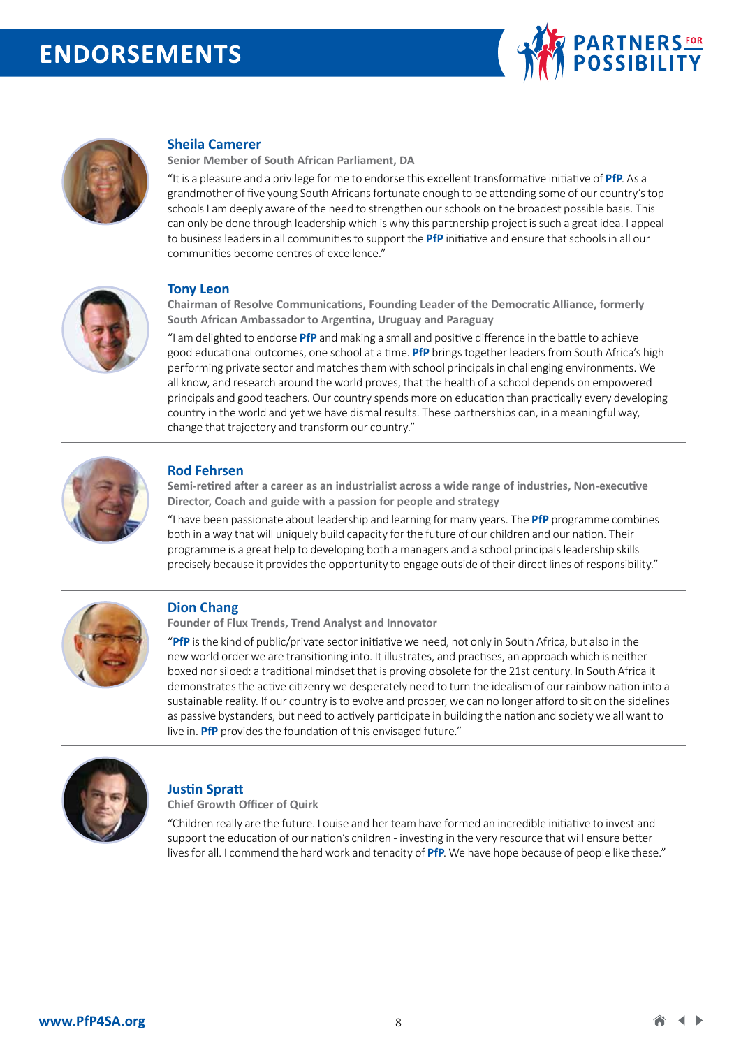# ENDORSEMENTS

## Sheila Camerer

**Senior Member of South African Parliament, DA**

"It is a pleasure and a privilege for me to endorse this excellent transformative initiative of **PfP**. As a grandmother of five young South Africans fortunate enough to be attending some of our country's top schools I am deeply aware of the need to strengthen our schools on the broadest possible basis. This can only be done through leadership which is why this partnership project is such a great idea. I appeal to business leaders in all communities to support the **PfP** initiative and ensure that schools in all our communities become centres of excellence."

## Tony Leon

**Chairman of Resolve Communications, Founding Leader of the Democratic Alliance, formerly South African Ambassador to Argentina, Uruguay and Paraguay**

"I am delighted to endorse **PfP** and making a small and positive difference in the battle to achieve good educational outcomes, one school at a time. **PfP** brings together leaders from South Africa's high performing private sector and matches them with school principals in challenging environments. We all know, and research around the world proves, that the health of a school depends on empowered principals and good teachers. Our country spends more on education than practically every developing country in the world and yet we have dismal results. These partnerships can, in a meaningful way, change that trajectory and transform our country."

## Rod Fehrsen

**Semi-retired after a career as an industrialist across a wide range of industries, Non-executive Director, Coach and guide with a passion for people and strategy**

"I have been passionate about leadership and learning for many years. The **PfP** programme combines both in a way that will uniquely build capacity for the future of our children and our nation. Their programme is a great help to developing both a managers and a school principals leadership skills precisely because it provides the opportunity to engage outside of their direct lines of responsibility."

## Dion Chang

**Founder of Flux Trends, Trend Analyst and Innovator**

"**PfP** is the kind of public/private sector initiative we need, not only in South Africa, but also in the new world order we are transitioning into. It illustrates, and practises, an approach which is neither boxed nor siloed: a traditional mindset that is proving obsolete for the 21st century. In South Africa it demonstrates the active citizenry we desperately need to turn the idealism of our rainbow nation into a sustainable reality. If our country is to evolve and prosper, we can no longer afford to sit on the sidelines as passive bystanders, but need to actively participate in building the nation and society we all want to live in. **PfP** provides the foundation of this envisaged future."

## Justin Spratt

**Chief Growth Officer of Quirk**

"Children really are the future. Louise and her team have formed an incredible initiative to invest and support the education of our nation's children - investing in the very resource that will ensure better lives for all. I commend the hard work and tenacity of **PfP**. We have hope because of people like these."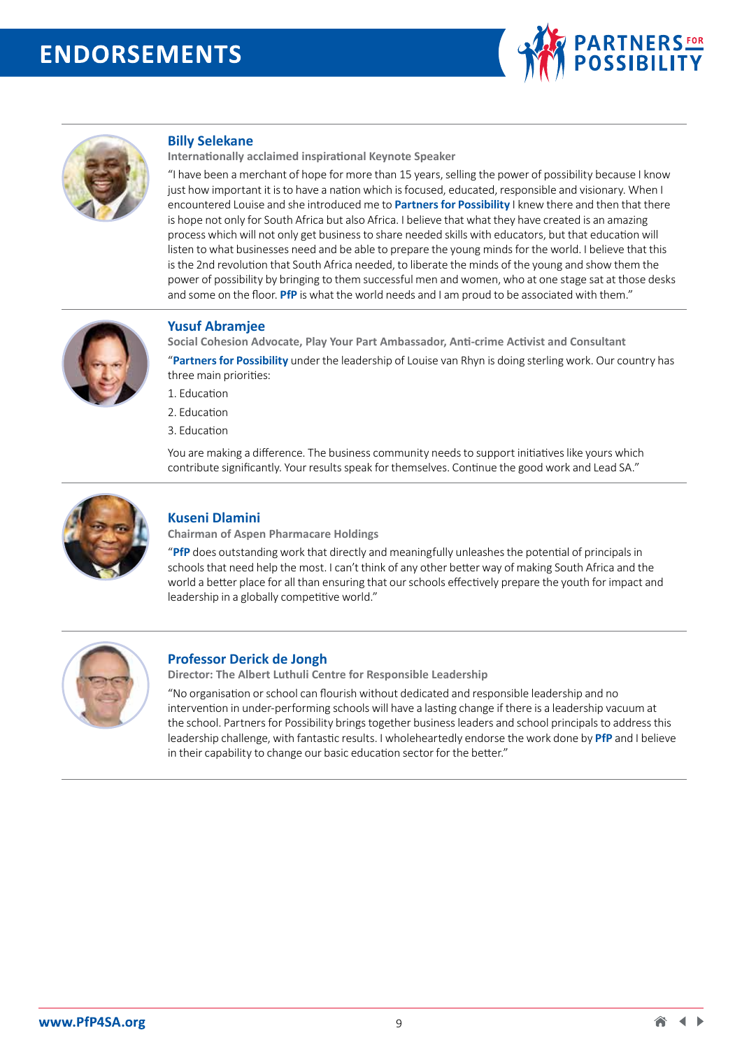# ENDORSEMENTS

## Billy Selekane

**Internationally acclaimed inspirational Keynote Speaker**

"I have been a merchant of hope for more than 15 years, selling the power of possibility because I know just how important it is to have a nation which is focused, educated, responsible and visionary. When I encountered Louise and she introduced me to **Partners for Possibility** I knew there and then that there is hope not only for South Africa but also Africa. I believe that what they have created is an amazing process which will not only get business to share needed skills with educators, but that education will listen to what businesses need and be able to prepare the young minds for the world. I believe that this is the 2nd revolution that South Africa needed, to liberate the minds of the young and show them the power of possibility by bringing to them successful men and women, who at one stage sat at those desks and some on the floor. **PfP** is what the world needs and I am proud to be associated with them."

## Yusuf Abramjee

**Social Cohesion Advocate, Play Your Part Ambassador, Anti-crime Activist and Consultant**

"**Partners for Possibility** under the leadership of Louise van Rhyn is doing sterling work. Our country has three main priorities:

1. Education
2. Education
3. Education

You are making a difference. The business community needs to support initiatives like yours which contribute significantly. Your results speak for themselves. Continue the good work and Lead SA."

## Kuseni Dlamini

**Chairman of Aspen Pharmacare Holdings**

"**PfP** does outstanding work that directly and meaningfully unleashes the potential of principals in schools that need help the most. I can't think of any other better way of making South Africa and the world a better place for all than ensuring that our schools effectively prepare the youth for impact and leadership in a globally competitive world."

## Professor Derick de Jongh

**Director: The Albert Luthuli Centre for Responsible Leadership**

"No organisation or school can flourish without dedicated and responsible leadership and no intervention in under-performing schools will have a lasting change if there is a leadership vacuum at the school. Partners for Possibility brings together business leaders and school principals to address this leadership challenge, with fantastic results. I wholeheartedly endorse the work done by **PfP** and I believe in their capability to change our basic education sector for the better."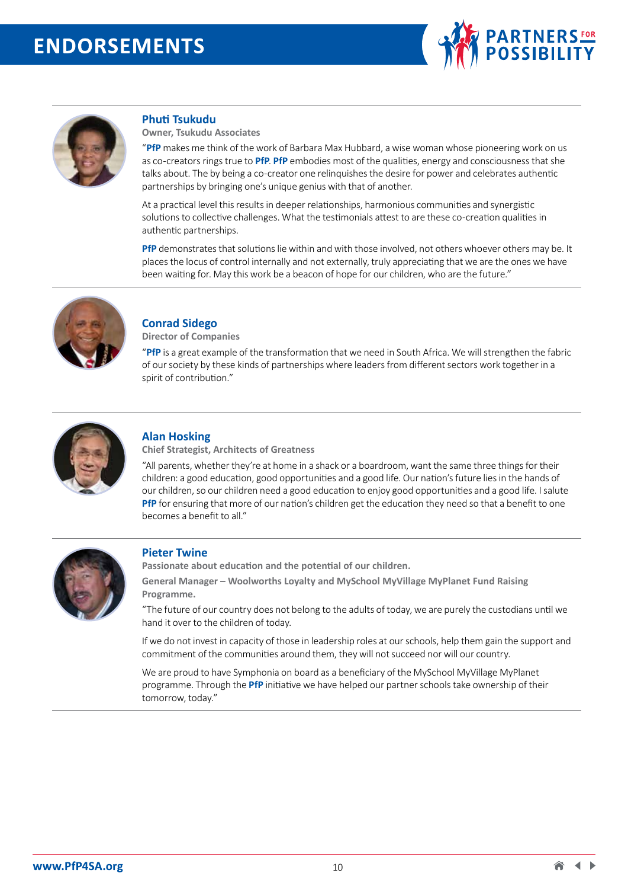# ENDORSEMENTS

### Phuti Tsukudu

**Owner, Tsukudu Associates**

"**PfP** makes me think of the work of Barbara Max Hubbard, a wise woman whose pioneering work on us as co-creators rings true to **PfP**. **PfP** embodies most of the qualities, energy and consciousness that she talks about. The by being a co-creator one relinquishes the desire for power and celebrates authentic partnerships by bringing one's unique genius with that of another.

At a practical level this results in deeper relationships, harmonious communities and synergistic solutions to collective challenges. What the testimonials attest to are these co-creation qualities in authentic partnerships.

**PfP** demonstrates that solutions lie within and with those involved, not others whoever others may be. It places the locus of control internally and not externally, truly appreciating that we are the ones we have been waiting for. May this work be a beacon of hope for our children, who are the future."

### Conrad Sidego

**Director of Companies**

"**PfP** is a great example of the transformation that we need in South Africa. We will strengthen the fabric of our society by these kinds of partnerships where leaders from different sectors work together in a spirit of contribution."

### Alan Hosking

**Chief Strategist, Architects of Greatness**

"All parents, whether they're at home in a shack or a boardroom, want the same three things for their children: a good education, good opportunities and a good life. Our nation's future lies in the hands of our children, so our children need a good education to enjoy good opportunities and a good life. I salute **PfP** for ensuring that more of our nation's children get the education they need so that a benefit to one becomes a benefit to all."

### Pieter Twine

**Passionate about education and the potential of our children.**

**General Manager – Woolworths Loyalty and MySchool MyVillage MyPlanet Fund Raising Programme.**

"The future of our country does not belong to the adults of today, we are purely the custodians until we hand it over to the children of today.

If we do not invest in capacity of those in leadership roles at our schools, help them gain the support and commitment of the communities around them, they will not succeed nor will our country.

We are proud to have Symphonia on board as a beneficiary of the MySchool MyVillage MyPlanet programme. Through the **PfP** initiative we have helped our partner schools take ownership of their tomorrow, today."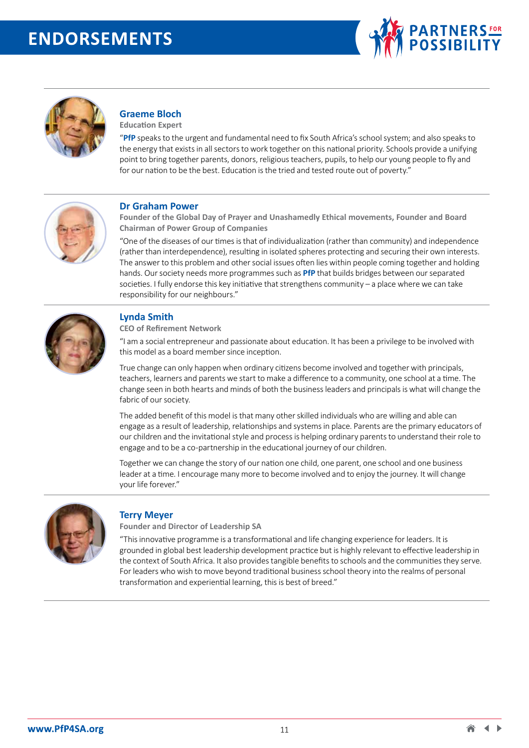# ENDORSEMENTS

### Graeme Bloch

**Education Expert**

"**PfP** speaks to the urgent and fundamental need to fix South Africa's school system; and also speaks to the energy that exists in all sectors to work together on this national priority. Schools provide a unifying point to bring together parents, donors, religious teachers, pupils, to help our young people to fly and for our nation to be the best. Education is the tried and tested route out of poverty."

### Dr Graham Power

**Founder of the Global Day of Prayer and Unashamedly Ethical movements, Founder and Board Chairman of Power Group of Companies**

"One of the diseases of our times is that of individualization (rather than community) and independence (rather than interdependence), resulting in isolated spheres protecting and securing their own interests. The answer to this problem and other social issues often lies within people coming together and holding hands. Our society needs more programmes such as **PfP** that builds bridges between our separated societies. I fully endorse this key initiative that strengthens community – a place where we can take responsibility for our neighbours."

### Lynda Smith

**CEO of Refirement Network**

"I am a social entrepreneur and passionate about education. It has been a privilege to be involved with this model as a board member since inception.

True change can only happen when ordinary citizens become involved and together with principals, teachers, learners and parents we start to make a difference to a community, one school at a time. The change seen in both hearts and minds of both the business leaders and principals is what will change the fabric of our society.

The added benefit of this model is that many other skilled individuals who are willing and able can engage as a result of leadership, relationships and systems in place. Parents are the primary educators of our children and the invitational style and process is helping ordinary parents to understand their role to engage and to be a co-partnership in the educational journey of our children.

Together we can change the story of our nation one child, one parent, one school and one business leader at a time. I encourage many more to become involved and to enjoy the journey. It will change your life forever."

### Terry Meyer

**Founder and Director of Leadership SA**

"This innovative programme is a transformational and life changing experience for leaders. It is grounded in global best leadership development practice but is highly relevant to effective leadership in the context of South Africa. It also provides tangible benefits to schools and the communities they serve. For leaders who wish to move beyond traditional business school theory into the realms of personal transformation and experiential learning, this is best of breed."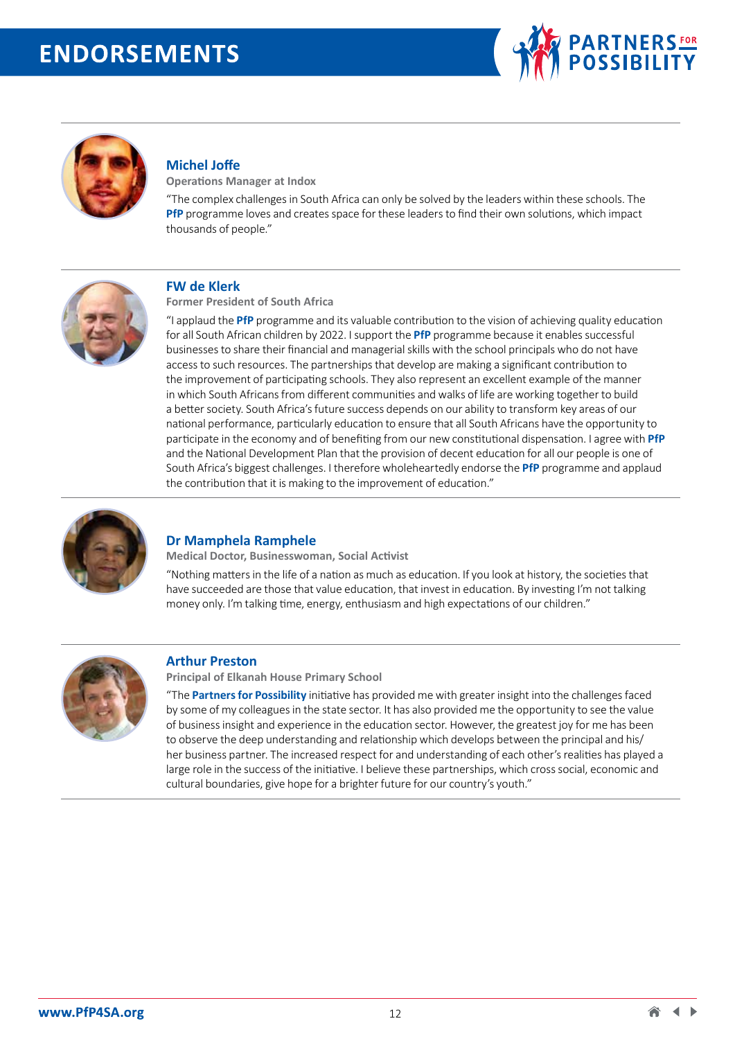# ENDORSEMENTS

### Michel Joffe

**Operations Manager at Indox**

"The complex challenges in South Africa can only be solved by the leaders within these schools. The **PfP** programme loves and creates space for these leaders to find their own solutions, which impact thousands of people."

### FW de Klerk

**Former President of South Africa**

"I applaud the **PfP** programme and its valuable contribution to the vision of achieving quality education for all South African children by 2022. I support the **PfP** programme because it enables successful businesses to share their financial and managerial skills with the school principals who do not have access to such resources. The partnerships that develop are making a significant contribution to the improvement of participating schools. They also represent an excellent example of the manner in which South Africans from different communities and walks of life are working together to build a better society. South Africa's future success depends on our ability to transform key areas of our national performance, particularly education to ensure that all South Africans have the opportunity to participate in the economy and of benefiting from our new constitutional dispensation. I agree with **PfP** and the National Development Plan that the provision of decent education for all our people is one of South Africa's biggest challenges. I therefore wholeheartedly endorse the **PfP** programme and applaud the contribution that it is making to the improvement of education."

### Dr Mamphela Ramphele

**Medical Doctor, Businesswoman, Social Activist**

"Nothing matters in the life of a nation as much as education. If you look at history, the societies that have succeeded are those that value education, that invest in education. By investing I'm not talking money only. I'm talking time, energy, enthusiasm and high expectations of our children."

### Arthur Preston

**Principal of Elkanah House Primary School**

"The **Partners for Possibility** initiative has provided me with greater insight into the challenges faced by some of my colleagues in the state sector. It has also provided me the opportunity to see the value of business insight and experience in the education sector. However, the greatest joy for me has been to observe the deep understanding and relationship which develops between the principal and his/her business partner. The increased respect for and understanding of each other's realities has played a large role in the success of the initiative. I believe these partnerships, which cross social, economic and cultural boundaries, give hope for a brighter future for our country's youth."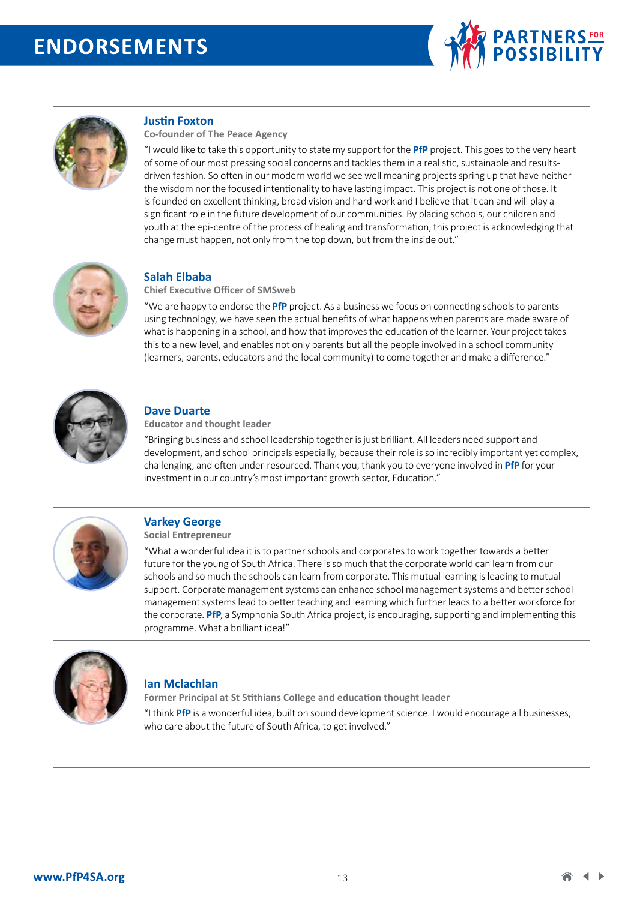# ENDORSEMENTS

### Justin Foxton

**Co-founder of The Peace Agency**

"I would like to take this opportunity to state my support for the **PfP** project. This goes to the very heart of some of our most pressing social concerns and tackles them in a realistic, sustainable and results-driven fashion. So often in our modern world we see well meaning projects spring up that have neither the wisdom nor the focused intentionality to have lasting impact. This project is not one of those. It is founded on excellent thinking, broad vision and hard work and I believe that it can and will play a significant role in the future development of our communities. By placing schools, our children and youth at the epi-centre of the process of healing and transformation, this project is acknowledging that change must happen, not only from the top down, but from the inside out."

### Salah Elbaba

**Chief Executive Officer of SMSweb**

"We are happy to endorse the **PfP** project. As a business we focus on connecting schools to parents using technology, we have seen the actual benefits of what happens when parents are made aware of what is happening in a school, and how that improves the education of the learner. Your project takes this to a new level, and enables not only parents but all the people involved in a school community (learners, parents, educators and the local community) to come together and make a difference."

### Dave Duarte

**Educator and thought leader**

"Bringing business and school leadership together is just brilliant. All leaders need support and development, and school principals especially, because their role is so incredibly important yet complex, challenging, and often under-resourced. Thank you, thank you to everyone involved in **PfP** for your investment in our country's most important growth sector, Education."

### Varkey George

**Social Entrepreneur**

"What a wonderful idea it is to partner schools and corporates to work together towards a better future for the young of South Africa. There is so much that the corporate world can learn from our schools and so much the schools can learn from corporate. This mutual learning is leading to mutual support. Corporate management systems can enhance school management systems and better school management systems lead to better teaching and learning which further leads to a better workforce for the corporate. **PfP**, a Symphonia South Africa project, is encouraging, supporting and implementing this programme. What a brilliant idea!"

### Ian Mclachlan

**Former Principal at St Stithians College and education thought leader**

"I think **PfP** is a wonderful idea, built on sound development science. I would encourage all businesses, who care about the future of South Africa, to get involved."

www.PfP4SA.org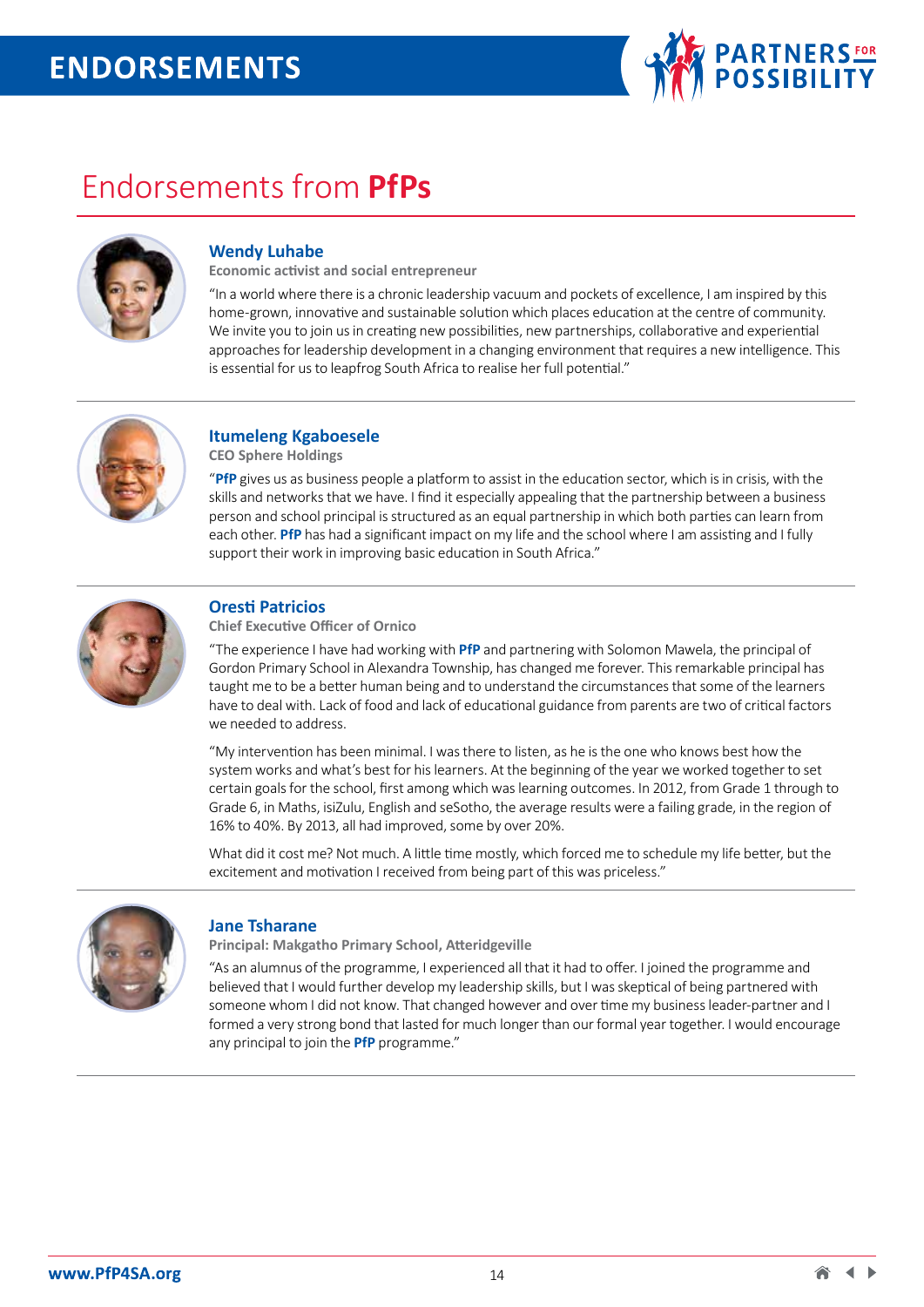# ENDORSEMENTS

## Endorsements from **PfPs**

### Wendy Luhabe

**Economic activist and social entrepreneur**

"In a world where there is a chronic leadership vacuum and pockets of excellence, I am inspired by this home-grown, innovative and sustainable solution which places education at the centre of community. We invite you to join us in creating new possibilities, new partnerships, collaborative and experiential approaches for leadership development in a changing environment that requires a new intelligence. This is essential for us to leapfrog South Africa to realise her full potential."

---

### Itumeleng Kgaboesele

**CEO Sphere Holdings**

"**PfP** gives us as business people a platform to assist in the education sector, which is in crisis, with the skills and networks that we have. I find it especially appealing that the partnership between a business person and school principal is structured as an equal partnership in which both parties can learn from each other. **PfP** has had a significant impact on my life and the school where I am assisting and I fully support their work in improving basic education in South Africa."

---

### Oresti Patricios

**Chief Executive Officer of Ornico**

"The experience I have had working with **PfP** and partnering with Solomon Mawela, the principal of Gordon Primary School in Alexandra Township, has changed me forever. This remarkable principal has taught me to be a better human being and to understand the circumstances that some of the learners have to deal with. Lack of food and lack of educational guidance from parents are two of critical factors we needed to address.

"My intervention has been minimal. I was there to listen, as he is the one who knows best how the system works and what's best for his learners. At the beginning of the year we worked together to set certain goals for the school, first among which was learning outcomes. In 2012, from Grade 1 through to Grade 6, in Maths, isiZulu, English and seSotho, the average results were a failing grade, in the region of 16% to 40%. By 2013, all had improved, some by over 20%.

What did it cost me? Not much. A little time mostly, which forced me to schedule my life better, but the excitement and motivation I received from being part of this was priceless."

---

### Jane Tsharane

**Principal: Makgatho Primary School, Atteridgeville**

"As an alumnus of the programme, I experienced all that it had to offer. I joined the programme and believed that I would further develop my leadership skills, but I was skeptical of being partnered with someone whom I did not know. That changed however and over time my business leader-partner and I formed a very strong bond that lasted for much longer than our formal year together. I would encourage any principal to join the **PfP** programme."

---

www.PfP4SA.org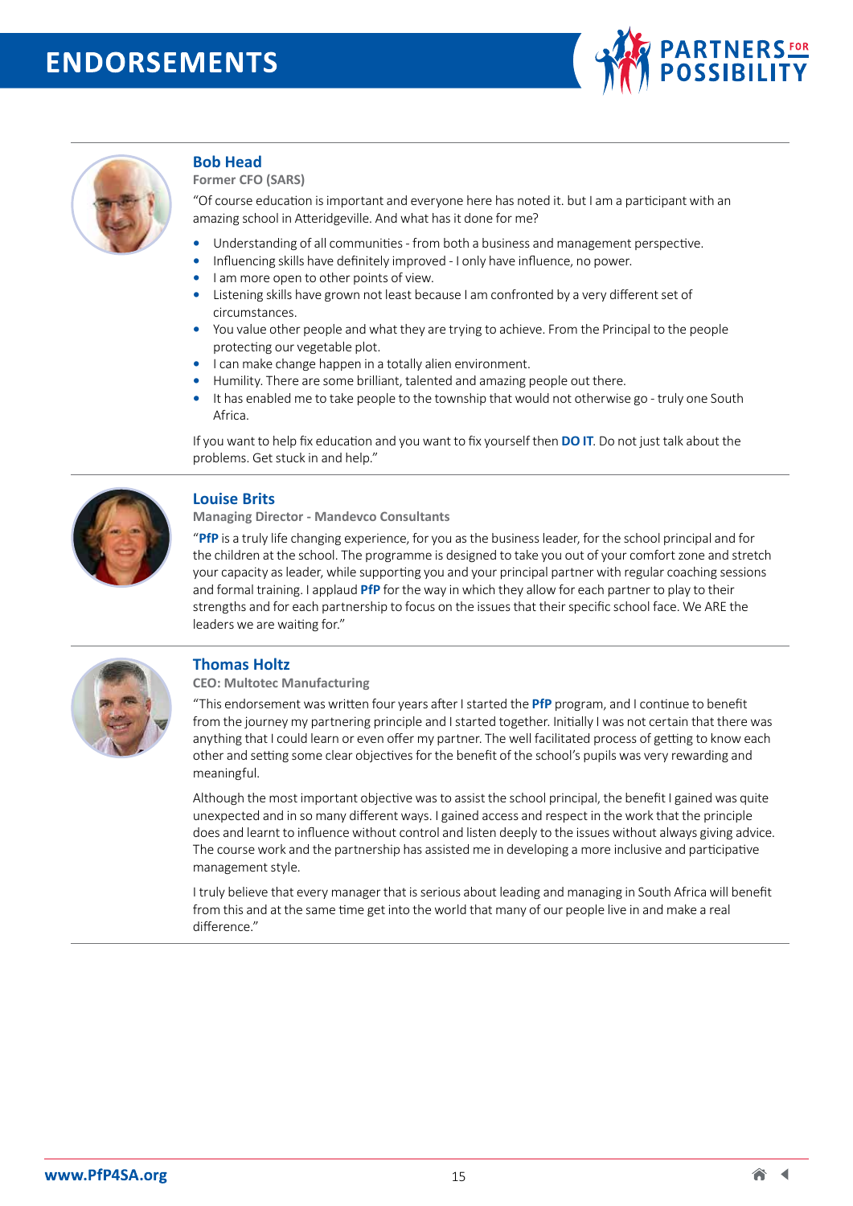# ENDORSEMENTS

### Bob Head

**Former CFO (SARS)**

"Of course education is important and everyone here has noted it. but I am a participant with an amazing school in Atteridgeville. And what has it done for me?

- Understanding of all communities - from both a business and management perspective.
- Influencing skills have definitely improved - I only have influence, no power.
- I am more open to other points of view.
- Listening skills have grown not least because I am confronted by a very different set of circumstances.
- You value other people and what they are trying to achieve. From the Principal to the people protecting our vegetable plot.
- I can make change happen in a totally alien environment.
- Humility. There are some brilliant, talented and amazing people out there.
- It has enabled me to take people to the township that would not otherwise go - truly one South Africa.

If you want to help fix education and you want to fix yourself then **DO IT**. Do not just talk about the problems. Get stuck in and help."

### Louise Brits

**Managing Director - Mandevco Consultants**

"**PfP** is a truly life changing experience, for you as the business leader, for the school principal and for the children at the school. The programme is designed to take you out of your comfort zone and stretch your capacity as leader, while supporting you and your principal partner with regular coaching sessions and formal training. I applaud **PfP** for the way in which they allow for each partner to play to their strengths and for each partnership to focus on the issues that their specific school face. We ARE the leaders we are waiting for."

### Thomas Holtz

**CEO: Multotec Manufacturing**

"This endorsement was written four years after I started the **PfP** program, and I continue to benefit from the journey my partnering principle and I started together. Initially I was not certain that there was anything that I could learn or even offer my partner. The well facilitated process of getting to know each other and setting some clear objectives for the benefit of the school's pupils was very rewarding and meaningful.

Although the most important objective was to assist the school principal, the benefit I gained was quite unexpected and in so many different ways. I gained access and respect in the work that the principle does and learnt to influence without control and listen deeply to the issues without always giving advice. The course work and the partnership has assisted me in developing a more inclusive and participative management style.

I truly believe that every manager that is serious about leading and managing in South Africa will benefit from this and at the same time get into the world that many of our people live in and make a real difference."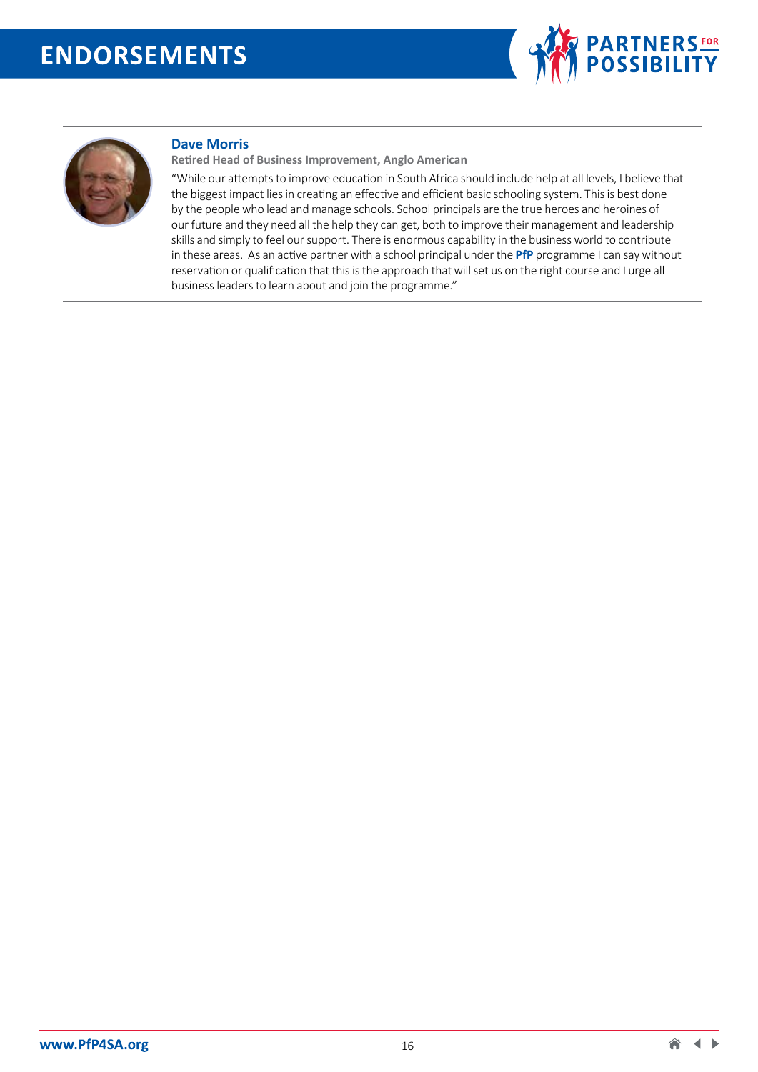# ENDORSEMENTS

### Dave Morris

**Retired Head of Business Improvement, Anglo American**

"While our attempts to improve education in South Africa should include help at all levels, I believe that the biggest impact lies in creating an effective and efficient basic schooling system. This is best done by the people who lead and manage schools. School principals are the true heroes and heroines of our future and they need all the help they can get, both to improve their management and leadership skills and simply to feel our support. There is enormous capability in the business world to contribute in these areas. As an active partner with a school principal under the **PfP** programme I can say without reservation or qualification that this is the approach that will set us on the right course and I urge all business leaders to learn about and join the programme."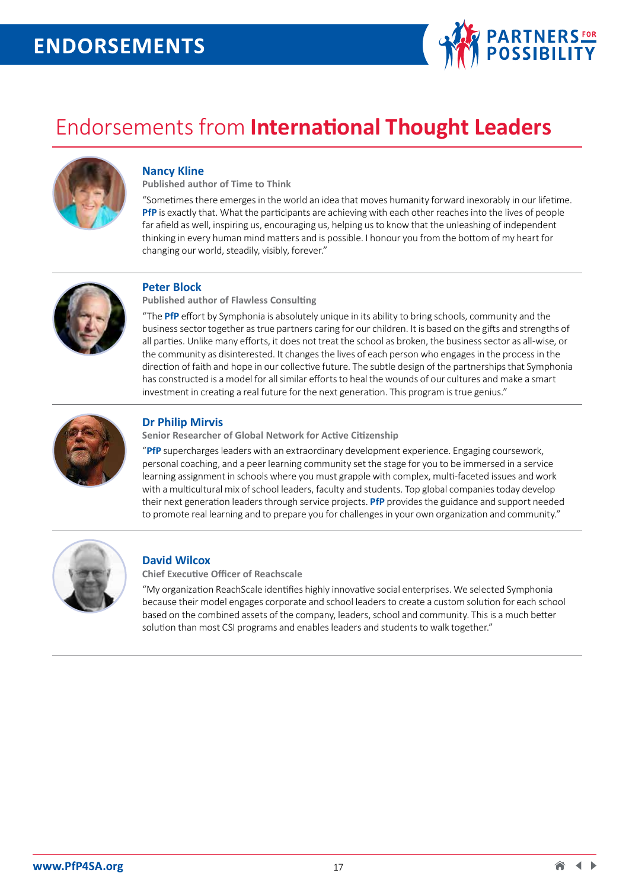# ENDORSEMENTS

## Endorsements from **International Thought Leaders**

### Nancy Kline

**Published author of Time to Think**

"Sometimes there emerges in the world an idea that moves humanity forward inexorably in our lifetime. **PfP** is exactly that. What the participants are achieving with each other reaches into the lives of people far afield as well, inspiring us, encouraging us, helping us to know that the unleashing of independent thinking in every human mind matters and is possible. I honour you from the bottom of my heart for changing our world, steadily, visibly, forever."

### Peter Block

**Published author of Flawless Consulting**

"The **PfP** effort by Symphonia is absolutely unique in its ability to bring schools, community and the business sector together as true partners caring for our children. It is based on the gifts and strengths of all parties. Unlike many efforts, it does not treat the school as broken, the business sector as all-wise, or the community as disinterested. It changes the lives of each person who engages in the process in the direction of faith and hope in our collective future. The subtle design of the partnerships that Symphonia has constructed is a model for all similar efforts to heal the wounds of our cultures and make a smart investment in creating a real future for the next generation. This program is true genius."

### Dr Philip Mirvis

**Senior Researcher of Global Network for Active Citizenship**

"**PfP** supercharges leaders with an extraordinary development experience. Engaging coursework, personal coaching, and a peer learning community set the stage for you to be immersed in a service learning assignment in schools where you must grapple with complex, multi-faceted issues and work with a multicultural mix of school leaders, faculty and students. Top global companies today develop their next generation leaders through service projects. **PfP** provides the guidance and support needed to promote real learning and to prepare you for challenges in your own organization and community."

### David Wilcox

**Chief Executive Officer of Reachscale**

"My organization ReachScale identifies highly innovative social enterprises. We selected Symphonia because their model engages corporate and school leaders to create a custom solution for each school based on the combined assets of the company, leaders, school and community. This is a much better solution than most CSI programs and enables leaders and students to walk together."

www.PfP4SA.org